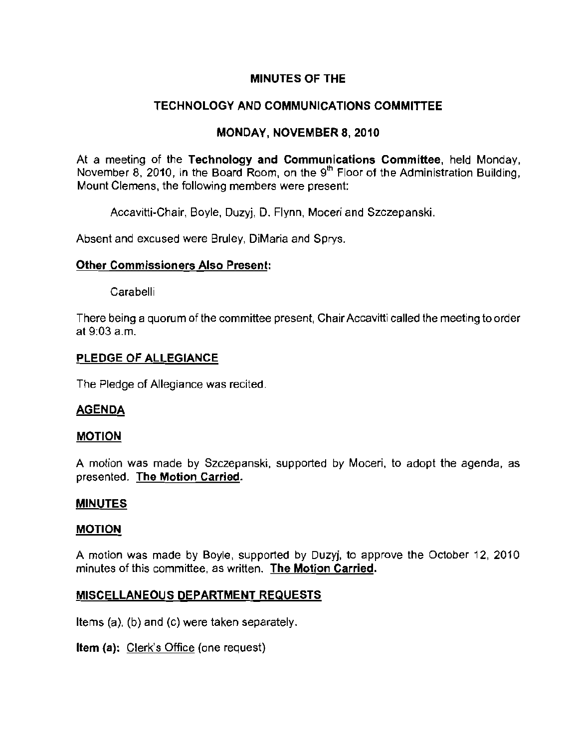# MINUTES OF THE

## TECHNOLOGY AND COMMUNICATIONS COMMITTEE

## MONDAY, NOVEMBER 8, 2010

At a meeting of the **Technology and Communications Committee**, held Monday, November 8, 2010, in the Board Room, on the 9th Floor of the Administration Building, Mount Clemens, the following members were present:

Accavitti-Chair, Boyle, Duzyj, D. Flynn, Moceri and Szczepanski.

Absent and excused were Bruley, DiMaria and Sprys.

**Other Commissioners Also Present:**

Carabelli

There being a quorum of the committee present, Chair Accavitti called the meeting to order at 9:03 a.m.

**PLEDGE OF ALLEGIANCE**

The Pledge of Allegiance was recited.

**AGENDA**

**MOTION**

A motion was made by Szczepanski, supported by Moceri, to adopt the agenda, as presented. **The Motion Carried.**

**MINUTES**

**MOTION**

A motion was made by Boyle, supported by Duzyj, to approve the October 12, 2010 minutes of this committee, as written. **The Motion Carried.**

**MISCELLANEOUS DEPARTMENT REQUESTS**

Items (a), (b) and (c) were taken separately.

**Item (a):** Clerk's Office (one request)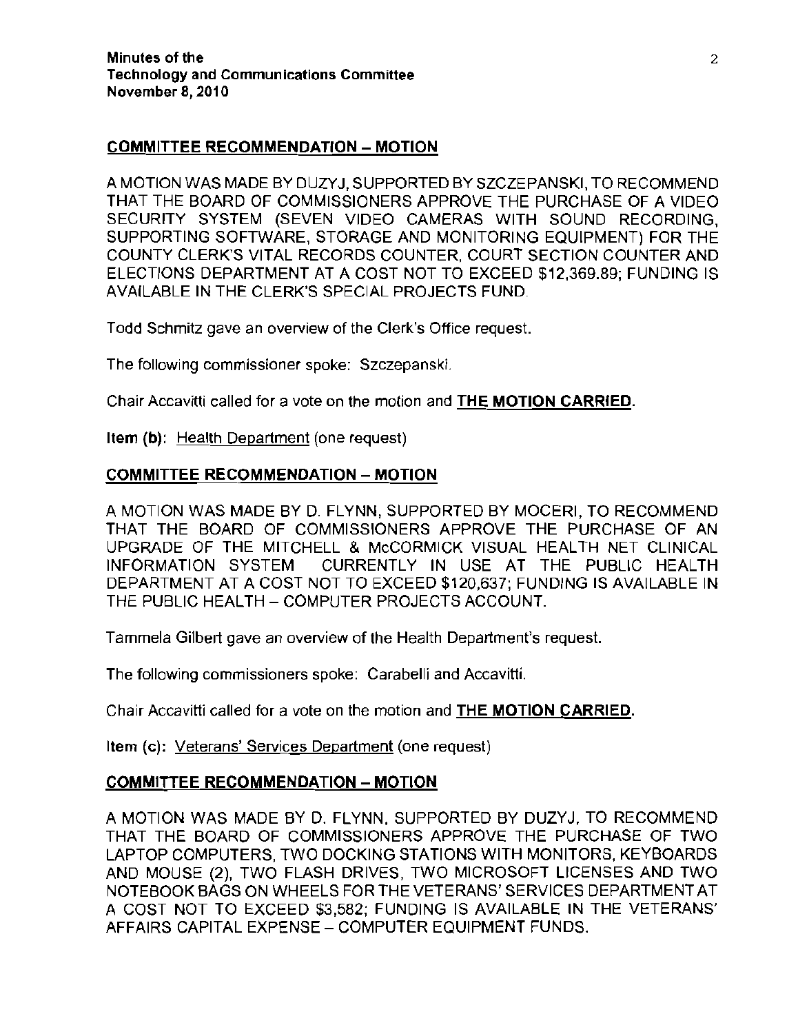## COMMITTEE RECOMMENDATION – MOTION

A MOTION WAS MADE BY DUZYJ, SUPPORTED BY SZCZEPANSKI, TO RECOMMEND THAT THE BOARD OF COMMISSIONERS APPROVE THE PURCHASE OF A VIDEO SECURITY SYSTEM (SEVEN VIDEO CAMERAS WITH SOUND RECORDING, SUPPORTING SOFTWARE, STORAGE AND MONITORING EQUIPMENT) FOR THE COUNTY CLERK'S VITAL RECORDS COUNTER, COURT SECTION COUNTER AND ELECTIONS DEPARTMENT AT A COST NOT TO EXCEED $12,369.89; FUNDING IS AVAILABLE IN THE CLERK'S SPECIAL PROJECTS FUND.

Todd Schmitz gave an overview of the Clerk's Office request.

The following commissioner spoke: Szczepanski.

Chair Accavitti called for a vote on the motion and **THE MOTION CARRIED.**

**Item (b):** Health Department (one request)

## COMMITTEE RECOMMENDATION – MOTION

A MOTION WAS MADE BY D. FLYNN, SUPPORTED BY MOCERI, TO RECOMMEND THAT THE BOARD OF COMMISSIONERS APPROVE THE PURCHASE OF AN UPGRADE OF THE MITCHELL & McCORMICK VISUAL HEALTH NET CLINICAL INFORMATION SYSTEM CURRENTLY IN USE AT THE PUBLIC HEALTH DEPARTMENT AT A COST NOT TO EXCEED $120,637; FUNDING IS AVAILABLE IN THE PUBLIC HEALTH – COMPUTER PROJECTS ACCOUNT.

Tammela Gilbert gave an overview of the Health Department's request.

The following commissioners spoke: Carabelli and Accavitti.

Chair Accavitti called for a vote on the motion and **THE MOTION CARRIED.**

**Item (c):** Veterans' Services Department (one request)

## COMMITTEE RECOMMENDATION – MOTION

A MOTION WAS MADE BY D. FLYNN, SUPPORTED BY DUZYJ, TO RECOMMEND THAT THE BOARD OF COMMISSIONERS APPROVE THE PURCHASE OF TWO LAPTOP COMPUTERS, TWO DOCKING STATIONS WITH MONITORS, KEYBOARDS AND MOUSE (2), TWO FLASH DRIVES, TWO MICROSOFT LICENSES AND TWO NOTEBOOK BAGS ON WHEELS FOR THE VETERANS' SERVICES DEPARTMENT AT A COST NOT TO EXCEED $3,582; FUNDING IS AVAILABLE IN THE VETERANS' AFFAIRS CAPITAL EXPENSE – COMPUTER EQUIPMENT FUNDS.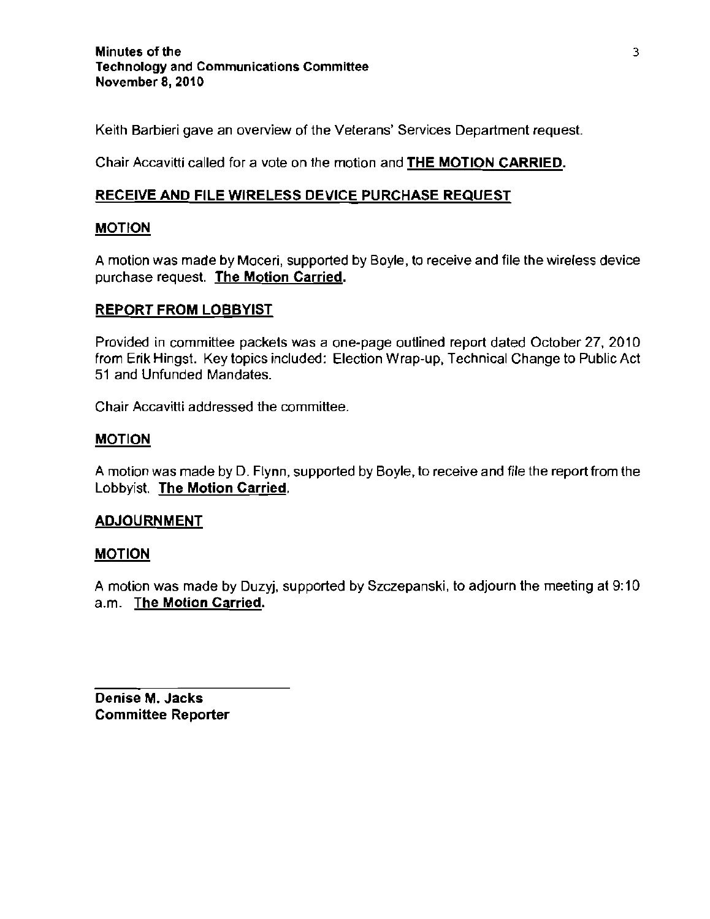Keith Barbieri gave an overview of the Veterans' Services Department request.

Chair Accavitti called for a vote on the motion and **THE MOTION CARRIED.**

**RECEIVE AND FILE WIRELESS DEVICE PURCHASE REQUEST**

**MOTION**

A motion was made by Moceri, supported by Boyle, to receive and file the wireless device purchase request. **The Motion Carried.**

**REPORT FROM LOBBYIST**

Provided in committee packets was a one-page outlined report dated October 27, 2010 from Erik Hingst. Key topics included: Election Wrap-up, Technical Change to Public Act 51 and Unfunded Mandates.

Chair Accavitti addressed the committee.

**MOTION**

A motion was made by D. Flynn, supported by Boyle, to receive and file the report from the Lobbyist. **The Motion Carried.**

**ADJOURNMENT**

**MOTION**

A motion was made by Duzyj, supported by Szczepanski, to adjourn the meeting at 9:10 a.m. **The Motion Carried.**

**Denise M. Jacks**
**Committee Reporter**